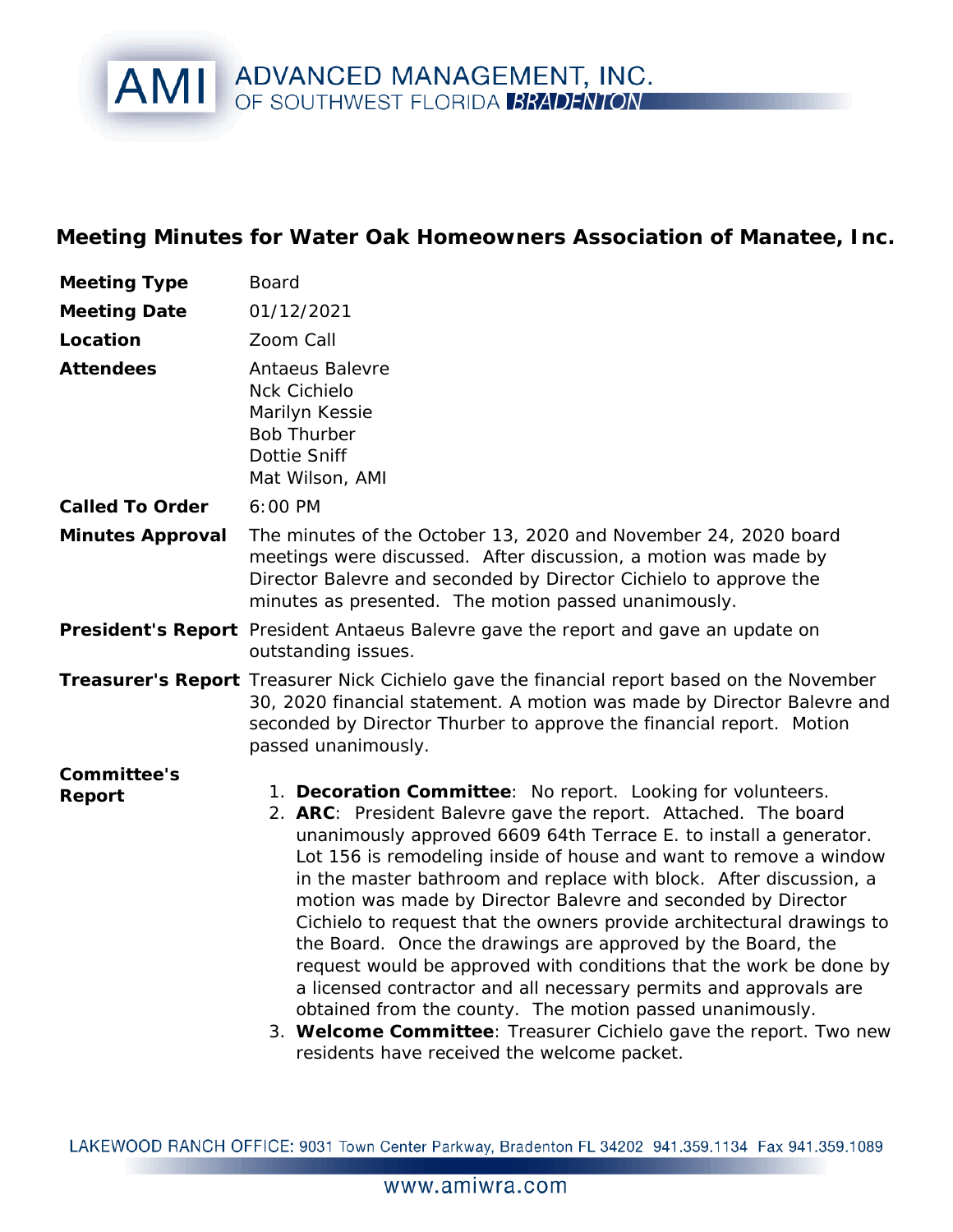## Meeting Minutes for Water Oak Homeowners Association of Manatee, Inc.

| | |
|---|---|
| **Meeting Type** | Board |
| **Meeting Date** | 01/12/2021 |
| **Location** | Zoom Call |
| **Attendees** | Antaeus Balevre<br>Nck Cichielo<br>Marilyn Kessie<br>Bob Thurber<br>Dottie Sniff<br>Mat Wilson, AMI |
| **Called To Order** | 6:00 PM |
| **Minutes Approval** | The minutes of the October 13, 2020 and November 24, 2020 board meetings were discussed. After discussion, a motion was made by Director Balevre and seconded by Director Cichielo to approve the minutes as presented. The motion passed unanimously. |
| **President's Report** | President Antaeus Balevre gave the report and gave an update on outstanding issues. |
| **Treasurer's Report** | Treasurer Nick Cichielo gave the financial report based on the November 30, 2020 financial statement. A motion was made by Director Balevre and seconded by Director Thurber to approve the financial report. Motion passed unanimously. |

**Committee's Report**

1. **Decoration Committee**: No report. Looking for volunteers.
2. **ARC**: President Balevre gave the report. Attached. The board unanimously approved 6609 64th Terrace E. to install a generator. Lot 156 is remodeling inside of house and want to remove a window in the master bathroom and replace with block. After discussion, a motion was made by Director Balevre and seconded by Director Cichielo to request that the owners provide architectural drawings to the Board. Once the drawings are approved by the Board, the request would be approved with conditions that the work be done by a licensed contractor and all necessary permits and approvals are obtained from the county. The motion passed unanimously.
3. **Welcome Committee**: Treasurer Cichielo gave the report. Two new residents have received the welcome packet.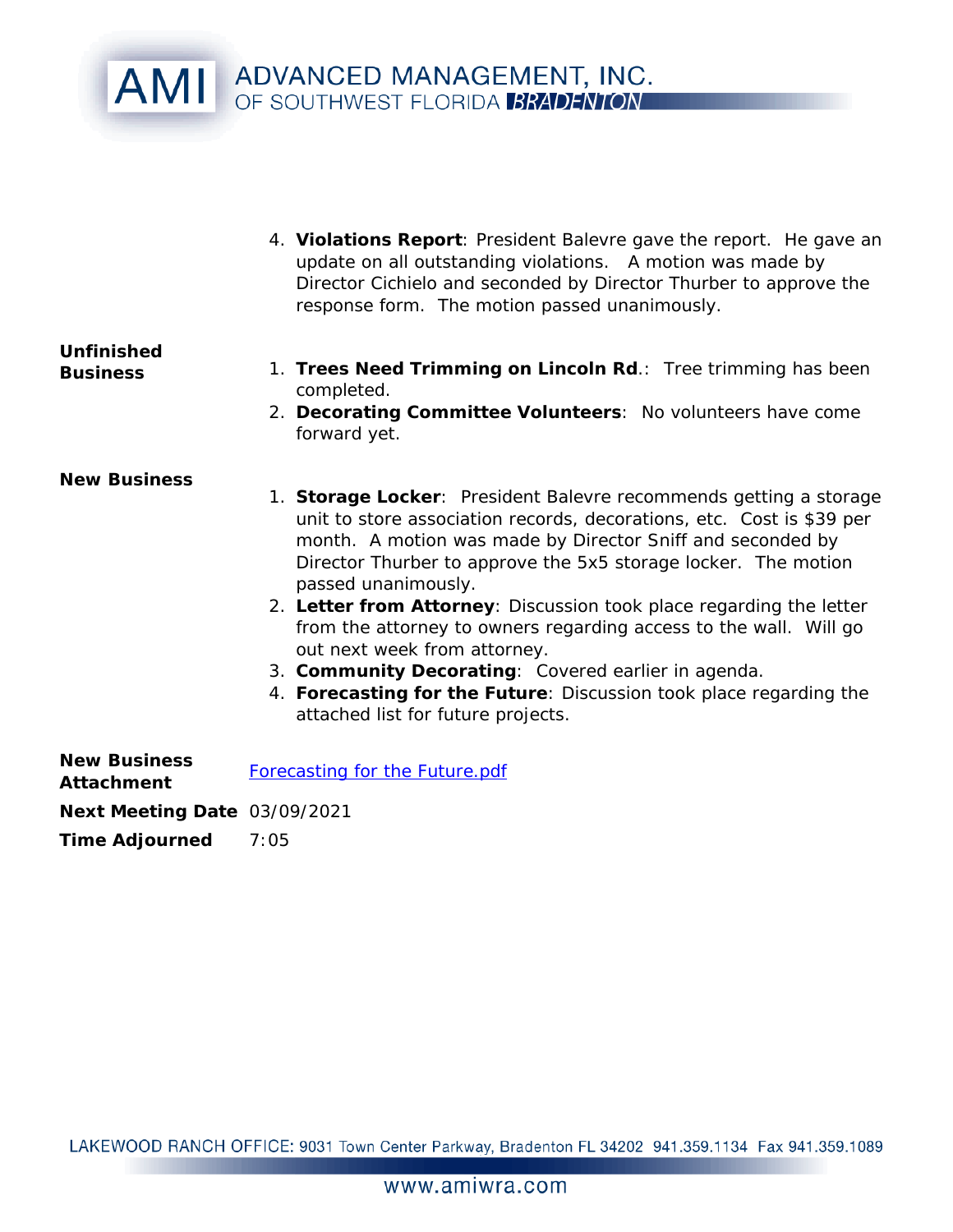4. **Violations Report**: President Balevre gave the report. He gave an update on all outstanding violations. A motion was made by Director Cichielo and seconded by Director Thurber to approve the response form. The motion passed unanimously.

**Unfinished Business**

1. **Trees Need Trimming on Lincoln Rd**.: Tree trimming has been completed.
2. **Decorating Committee Volunteers**: No volunteers have come forward yet.

**New Business**

1. **Storage Locker**: President Balevre recommends getting a storage unit to store association records, decorations, etc. Cost is $39 per month. A motion was made by Director Sniff and seconded by Director Thurber to approve the 5x5 storage locker. The motion passed unanimously.
2. **Letter from Attorney**: Discussion took place regarding the letter from the attorney to owners regarding access to the wall. Will go out next week from attorney.
3. **Community Decorating**: Covered earlier in agenda.
4. **Forecasting for the Future**: Discussion took place regarding the attached list for future projects.

**New Business Attachment** Forecasting for the Future.pdf

**Next Meeting Date** 03/09/2021

**Time Adjourned** 7:05